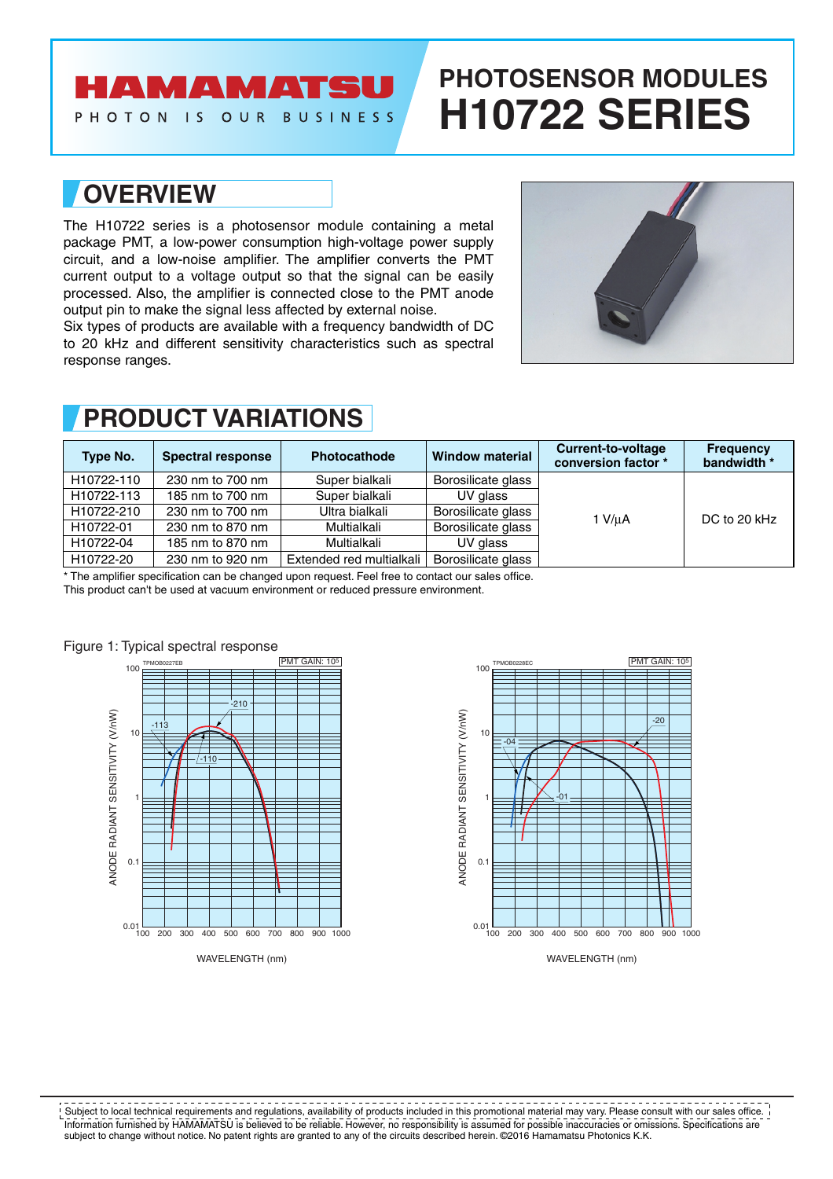# HAMAMATSU

PHOTON IS OUR BUSINESS

# PHOTOSENSOR MODULES H10722 SERIES

## OVERVIEW

The H10722 series is a photosensor module containing a metal package PMT, a low-power consumption high-voltage power supply circuit, and a low-noise amplifier. The amplifier converts the PMT current output to a voltage output so that the signal can be easily processed. Also, the amplifier is connected close to the PMT anode output pin to make the signal less affected by external noise.

Six types of products are available with a frequency bandwidth of DC to 20 kHz and different sensitivity characteristics such as spectral response ranges.

## PRODUCT VARIATIONS

| Type No. | Spectral response | Photocathode | Window material | Current-to-voltage conversion factor * | Frequency bandwidth * |
|---|---|---|---|---|---|
| H10722-110 | 230 nm to 700 nm | Super bialkali | Borosilicate glass | 1 V/μA | DC to 20 kHz |
| H10722-113 | 185 nm to 700 nm | Super bialkali | UV glass | | |
| H10722-210 | 230 nm to 700 nm | Ultra bialkali | Borosilicate glass | | |
| H10722-01 | 230 nm to 870 nm | Multialkali | Borosilicate glass | | |
| H10722-04 | 185 nm to 870 nm | Multialkali | UV glass | | |
| H10722-20 | 230 nm to 920 nm | Extended red multialkali | Borosilicate glass | | |

\* The amplifier specification can be changed upon request. Feel free to contact our sales office.
This product can't be used at vacuum environment or reduced pressure environment.

Figure 1: Typical spectral response

Subject to local technical requirements and regulations, availability of products included in this promotional material may vary. Please consult with our sales office.
Information furnished by HAMAMATSU is believed to be reliable. However, no responsibility is assumed for possible inaccuracies or omissions. Specifications are subject to change without notice. No patent rights are granted to any of the circuits described herein. ©2016 Hamamatsu Photonics K.K.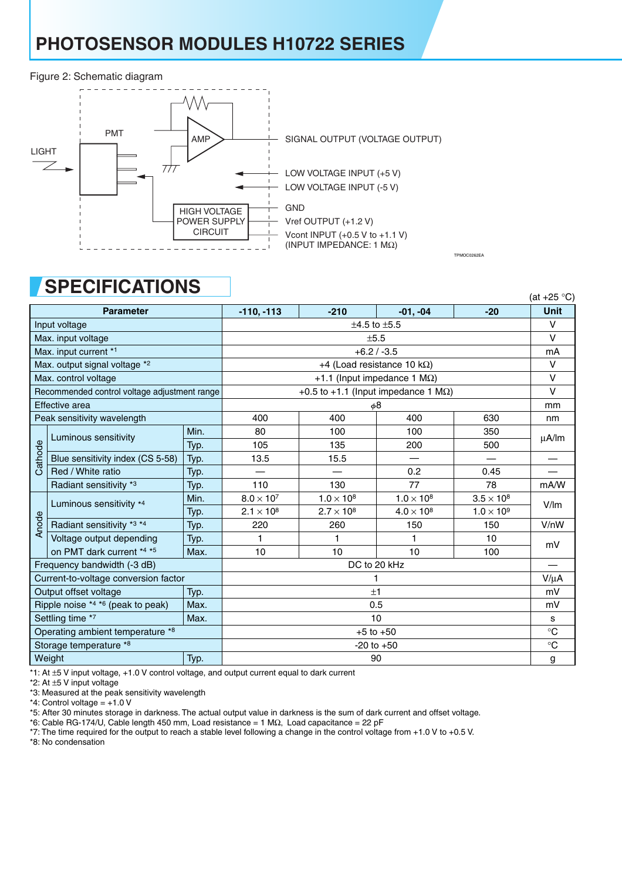## PHOTOSENSOR MODULES H10722 SERIES

Figure 2: Schematic diagram

LIGHT

PMT

AMP

HIGH VOLTAGE POWER SUPPLY CIRCUIT

SIGNAL OUTPUT (VOLTAGE OUTPUT)

LOW VOLTAGE INPUT (+5 V)

LOW VOLTAGE INPUT (-5 V)

GND

Vref OUTPUT (+1.2 V)

Vcont INPUT (+0.5 V to +1.1 V)
(INPUT IMPEDANCE: 1 MΩ)

TPMOC0262EA

# SPECIFICATIONS

(at +25 °C)

| Parameter | | | -110, -113 | -210 | -01, -04 | -20 | Unit |
|---|---|---|---|---|---|---|---|
| Input voltage | | | ±4.5 to ±5.5 | | | | V |
| Max. input voltage | | | ±5.5 | | | | V |
| Max. input current *1 | | | +6.2 / -3.5 | | | | mA |
| Max. output signal voltage *2 | | | +4 (Load resistance 10 kΩ) | | | | V |
| Max. control voltage | | | +1.1 (Input impedance 1 MΩ) | | | | V |
| Recommended control voltage adjustment range | | | +0.5 to +1.1 (Input impedance 1 MΩ) | | | | V |
| Effective area | | | $\phi$8 | | | | mm |
| Peak sensitivity wavelength | | | 400 | 400 | 400 | 630 | nm |
| Cathode | Luminous sensitivity | Min. | 80 | 100 | 100 | 350 | µA/lm |
| | | Typ. | 105 | 135 | 200 | 500 | |
| | Blue sensitivity index (CS 5-58) | Typ. | 13.5 | 15.5 | — | — | — |
| | Red / White ratio | Typ. | — | — | 0.2 | 0.45 | — |
| | Radiant sensitivity *3 | Typ. | 110 | 130 | 77 | 78 | mA/W |
| Anode | Luminous sensitivity *4 | Min. | $8.0 \times 10^7$ | $1.0 \times 10^8$ | $1.0 \times 10^8$ | $3.5 \times 10^8$ | V/lm |
| | | Typ. | $2.1 \times 10^8$ | $2.7 \times 10^8$ | $4.0 \times 10^8$ | $1.0 \times 10^9$ | |
| | Radiant sensitivity *3 *4 | Typ. | 220 | 260 | 150 | 150 | V/nW |
| | Voltage output depending on PMT dark current *4 *5 | Typ. | 1 | 1 | 1 | 10 | mV |
| | | Max. | 10 | 10 | 10 | 100 | |
| Frequency bandwidth (-3 dB) | | | DC to 20 kHz | | | | — |
| Current-to-voltage conversion factor | | | 1 | | | | V/µA |
| Output offset voltage | | Typ. | ±1 | | | | mV |
| Ripple noise *4 *6 (peak to peak) | | Max. | 0.5 | | | | mV |
| Settling time *7 | | Max. | 10 | | | | s |
| Operating ambient temperature *8 | | | +5 to +50 | | | | °C |
| Storage temperature *8 | | | -20 to +50 | | | | °C |
| Weight | | Typ. | 90 | | | | g |

*1: At ±5 V input voltage, +1.0 V control voltage, and output current equal to dark current
*2: At ±5 V input voltage
*3: Measured at the peak sensitivity wavelength
*4: Control voltage = +1.0 V
*5: After 30 minutes storage in darkness. The actual output value in darkness is the sum of dark current and offset voltage.
*6: Cable RG-174/U, Cable length 450 mm, Load resistance = 1 MΩ, Load capacitance = 22 pF
*7: The time required for the output to reach a stable level following a change in the control voltage from +1.0 V to +0.5 V.
*8: No condensation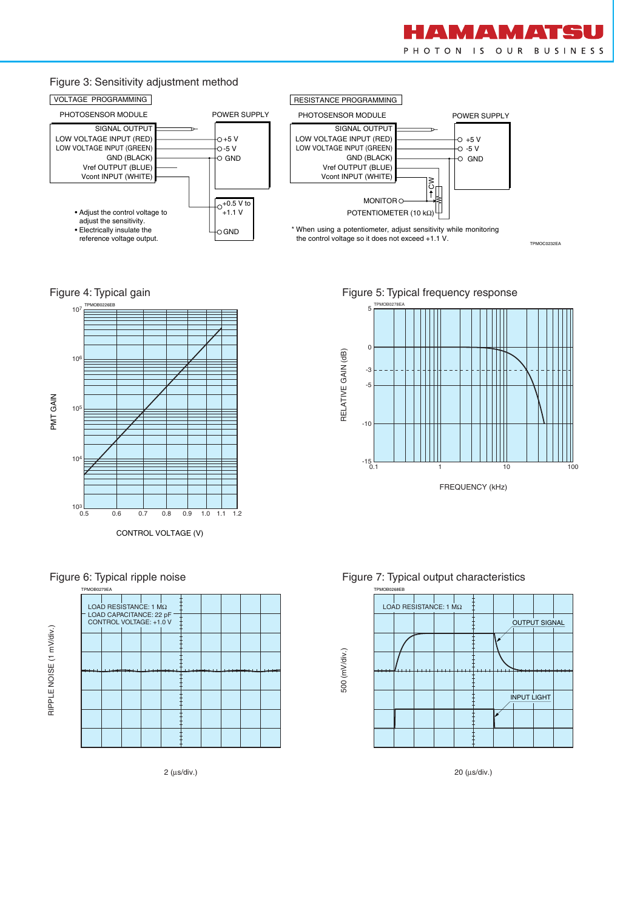## Figure 3: Sensitivity adjustment method

VOLTAGE PROGRAMMING

PHOTOSENSOR MODULE — POWER SUPPLY

- SIGNAL OUTPUT
- LOW VOLTAGE INPUT (RED) — +5 V
- LOW VOLTAGE INPUT (GREEN) — -5 V
- GND (BLACK) — GND
- Vref OUTPUT (BLUE)
- Vcont INPUT (WHITE) — +0.5 V to +1.1 V / GND

• Adjust the control voltage to adjust the sensitivity.
• Electrically insulate the reference voltage output.

RESISTANCE PROGRAMMING

PHOTOSENSOR MODULE — POWER SUPPLY

- SIGNAL OUTPUT
- LOW VOLTAGE INPUT (RED) — +5 V
- LOW VOLTAGE INPUT (GREEN) — -5 V
- GND (BLACK) — GND
- Vref OUTPUT (BLUE)
- Vcont INPUT (WHITE)

CW

MONITOR

POTENTIOMETER (10 kΩ)

* When using a potentiometer, adjust sensitivity while monitoring the control voltage so it does not exceed +1.1 V.

TPMOC0232EA

## Figure 4: Typical gain

TPMOB0226EB

PMT GAIN ($10^3$ to $10^7$) vs. CONTROL VOLTAGE (V) (0.5 to 1.2)

## Figure 5: Typical frequency response

TPMOB0278EA

RELATIVE GAIN (dB) (5 to -15) vs. FREQUENCY (kHz) (0.1 to 100)

## Figure 6: Typical ripple noise

TPMOB0279EA

LOAD RESISTANCE: 1 MΩ
LOAD CAPACITANCE: 22 pF
CONTROL VOLTAGE: +1.0 V

RIPPLE NOISE (1 mV/div.)

2 (µs/div.)

## Figure 7: Typical output characteristics

TPMOB0268EB

LOAD RESISTANCE: 1 MΩ

OUTPUT SIGNAL

INPUT LIGHT

500 (mV/div.)

20 (µs/div.)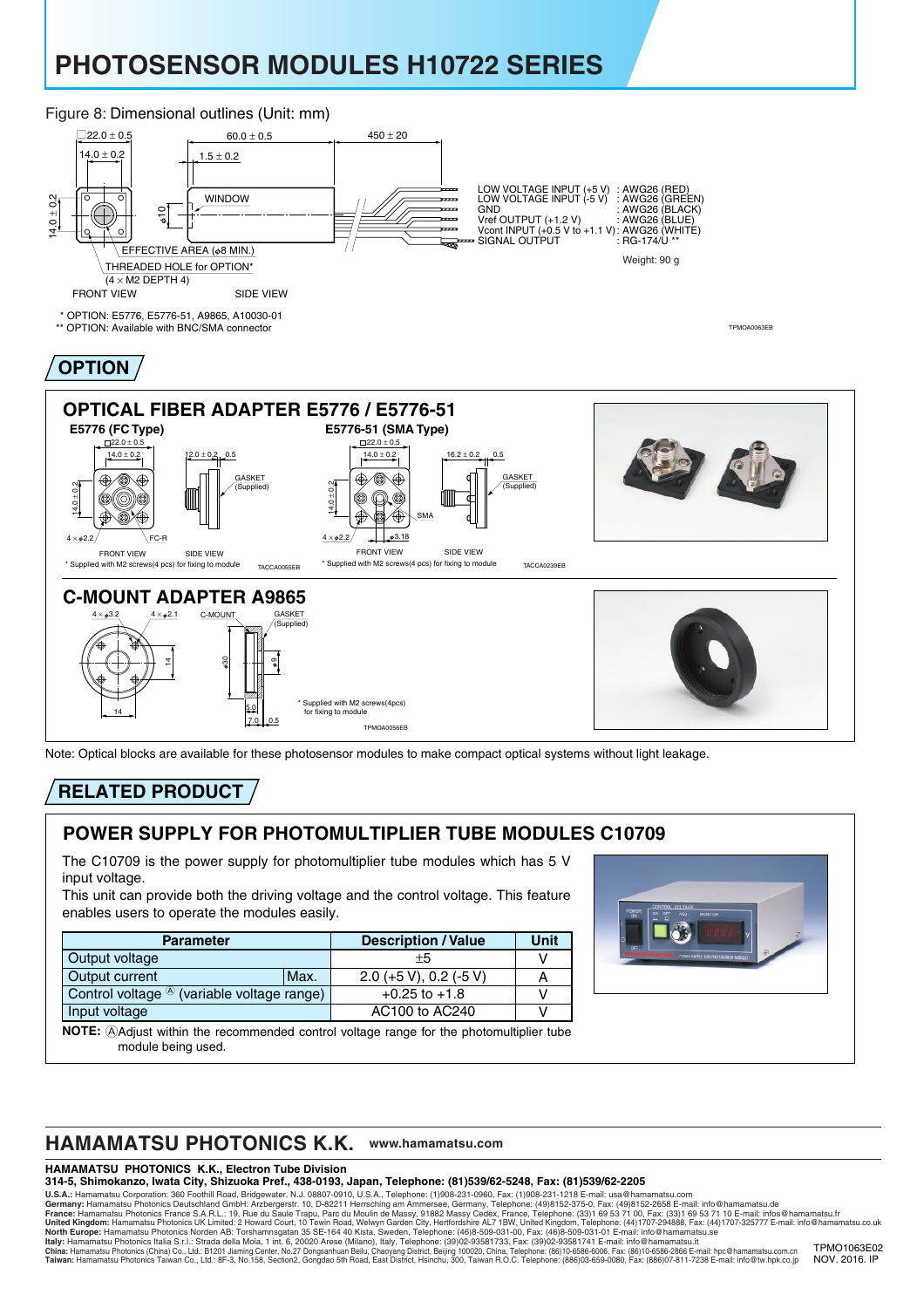# PHOTOSENSOR MODULES H10722 SERIES

Figure 8: Dimensional outlines (Unit: mm)

□22.0 ± 0.5
14.0 ± 0.2
14.0 ± 0.2
60.0 ± 0.5
1.5 ± 0.2
450 ± 20
WINDOW
φ10
EFFECTIVE AREA (φ8 MIN.)
THREADED HOLE for OPTION*
(4 × M2 DEPTH 4)
FRONT VIEW
SIDE VIEW

LOW VOLTAGE INPUT (+5 V) : AWG26 (RED)
LOW VOLTAGE INPUT (-5 V) : AWG26 (GREEN)
GND : AWG26 (BLACK)
Vref OUTPUT (+1.2 V) : AWG26 (BLUE)
Vcont INPUT (+0.5 V to +1.1 V): AWG26 (WHITE)
SIGNAL OUTPUT : RG-174/U **

Weight: 90 g

\* OPTION: E5776, E5776-51, A9865, A10030-01
\*\* OPTION: Available with BNC/SMA connector

TPMOA0063EB

## OPTION

### OPTICAL FIBER ADAPTER E5776 / E5776-51

**E5776 (FC Type)**

□22.0 ± 0.5
14.0 ± 0.2
14.0 ± 0.2
12.0 ± 0.2
0.5
GASKET (Supplied)
4 × φ2.2
FC-R
FRONT VIEW
SIDE VIEW

\* Supplied with M2 screws(4 pcs) for fixing to module

TACCA0055EB

**E5776-51 (SMA Type)**

□22.0 ± 0.5
14.0 ± 0.2
14.0 ± 0.2
16.2 ± 0.2
0.5
GASKET (Supplied)
SMA
4 × φ2.2
φ3.18
FRONT VIEW
SIDE VIEW

\* Supplied with M2 screws(4 pcs) for fixing to module

TACCA0239EB

### C-MOUNT ADAPTER A9865

4 × φ3.2
4 × φ2.1
C-MOUNT
GASKET (Supplied)
14
14
φ30
φ9
5.0
7.0
0.5

\* Supplied with M2 screws(4pcs) for fixing to module

TPMOA0056EB

Note: Optical blocks are available for these photosensor modules to make compact optical systems without light leakage.

## RELATED PRODUCT

### POWER SUPPLY FOR PHOTOMULTIPLIER TUBE MODULES C10709

The C10709 is the power supply for photomultiplier tube modules which has 5 V input voltage.
This unit can provide both the driving voltage and the control voltage. This feature enables users to operate the modules easily.

| Parameter | | Description / Value | Unit |
|---|---|---|---|
| Output voltage | | ±5 | V |
| Output current | Max. | 2.0 (+5 V), 0.2 (-5 V) | A |
| Control voltage Ⓐ (variable voltage range) | | +0.25 to +1.8 | V |
| Input voltage | | AC100 to AC240 | V |

**NOTE:** ⒶAdjust within the recommended control voltage range for the photomultiplier tube module being used.

## HAMAMATSU PHOTONICS K.K. www.hamamatsu.com

**HAMAMATSU PHOTONICS K.K., Electron Tube Division**
**314-5, Shimokanzo, Iwata City, Shizuoka Pref., 438-0193, Japan, Telephone: (81)539/62-5248, Fax: (81)539/62-2205**

**U.S.A.:** Hamamatsu Corporation: 360 Foothill Road, Bridgewater. N.J. 08807-0910, U.S.A., Telephone: (1)908-231-0960, Fax: (1)908-231-1218 E-mail: usa@hamamatsu.com
**Germany:** Hamamatsu Photonics Deutschland GmbH: Arzbergerstr. 10, D-82211 Herrsching am Ammersee, Germany, Telephone: (49)8152-375-0, Fax: (49)8152-2658 E-mail: info@hamamatsu.de
**France:** Hamamatsu Photonics France S.A.R.L.: 19, Rue du Saule Trapu, Parc du Moulin de Massy, 91882 Massy Cedex, France, Telephone: (33)1 69 53 71 00, Fax: (33)1 69 53 71 10 E-mail: infos@hamamatsu.fr
**United Kingdom:** Hamamatsu Photonics UK Limited: 2 Howard Court, 10 Tewin Road, Welwyn Garden City, Hertfordshire AL7 1BW, United Kingdom, Telephone: (44)1707-294888, Fax: (44)1707-325777 E-mail: info@hamamatsu.co.uk
**North Europe:** Hamamatsu Photonics Norden AB: Torshamnsgatan 35 SE-164 40 Kista, Sweden, Telephone: (46)8-509-031-00, Fax: (46)8-509-031-01 E-mail: info@hamamatsu.se
**Italy:** Hamamatsu Photonics Italia S.r.l.: Strada della Moia, 1 int. 6, 20020 Arese (Milano), Italy, Telephone: (39)02-93581733, Fax: (39)02-93581741 E-mail: info@hamamatsu.it
**China:** Hamamatsu Photonics (China) Co., Ltd.: B1201 Jiaming Center, No.27 Dongsanhuan Beilu, Chaoyang District, Beijing 100020, China, Telephone: (86)10-6586-6006, Fax: (86)10-6586-2866 E-mail: hpc@hamamatsu.com.cn
**Taiwan:** Hamamatsu Photonics Taiwan Co., Ltd.: 8F-3, No.158, Section2, Gongdao 5th Road, East District, Hsinchu, 300, Taiwan R.O.C. Telephone: (886)03-659-0080, Fax: (886)07-811-7238 E-mail: info@tw.hpk.co.jp

TPMO1063E02
NOV. 2016. IP